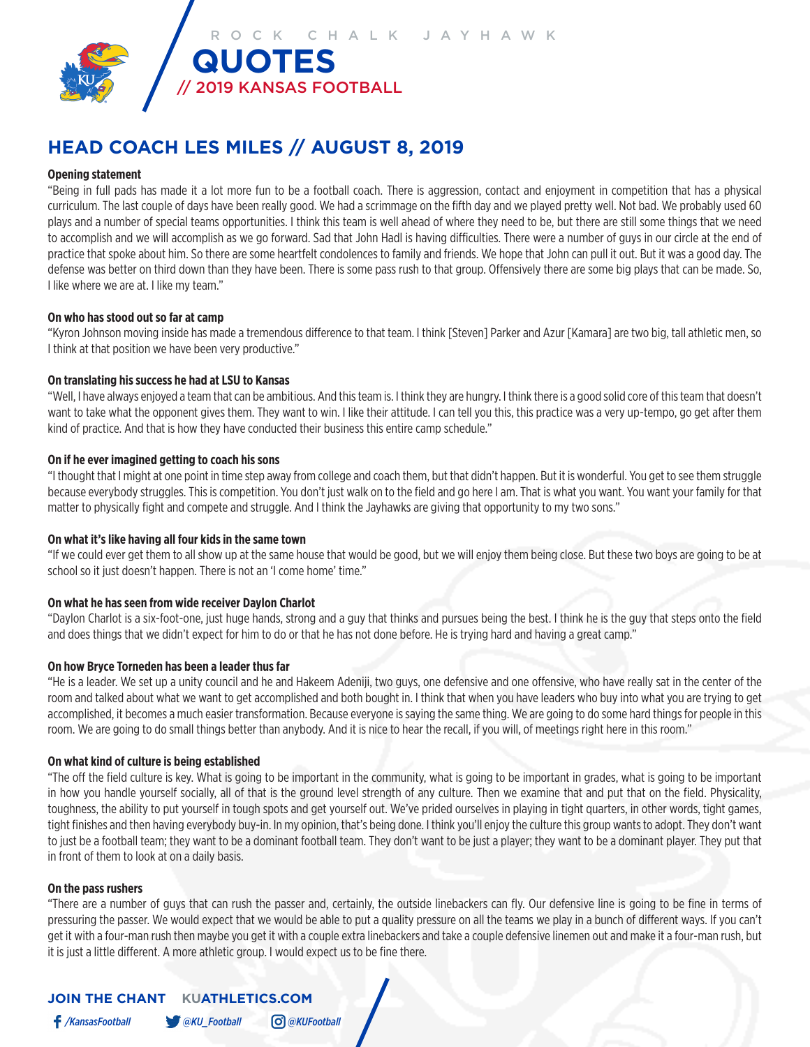ROCK CHALK JAYHAWK

# QUOTES

// 2019 KANSAS FOOTBALL

## HEAD COACH LES MILES // AUGUST 8, 2019

**Opening statement**

"Being in full pads has made it a lot more fun to be a football coach. There is aggression, contact and enjoyment in competition that has a physical curriculum. The last couple of days have been really good. We had a scrimmage on the fifth day and we played pretty well. Not bad. We probably used 60 plays and a number of special teams opportunities. I think this team is well ahead of where they need to be, but there are still some things that we need to accomplish and we will accomplish as we go forward. Sad that John Hadl is having difficulties. There were a number of guys in our circle at the end of practice that spoke about him. So there are some heartfelt condolences to family and friends. We hope that John can pull it out. But it was a good day. The defense was better on third down than they have been. There is some pass rush to that group. Offensively there are some big plays that can be made. So, I like where we are at. I like my team."

**On who has stood out so far at camp**

"Kyron Johnson moving inside has made a tremendous difference to that team. I think [Steven] Parker and Azur [Kamara] are two big, tall athletic men, so I think at that position we have been very productive."

**On translating his success he had at LSU to Kansas**

"Well, I have always enjoyed a team that can be ambitious. And this team is. I think they are hungry. I think there is a good solid core of this team that doesn't want to take what the opponent gives them. They want to win. I like their attitude. I can tell you this, this practice was a very up-tempo, go get after them kind of practice. And that is how they have conducted their business this entire camp schedule."

**On if he ever imagined getting to coach his sons**

"I thought that I might at one point in time step away from college and coach them, but that didn't happen. But it is wonderful. You get to see them struggle because everybody struggles. This is competition. You don't just walk on to the field and go here I am. That is what you want. You want your family for that matter to physically fight and compete and struggle. And I think the Jayhawks are giving that opportunity to my two sons."

**On what it's like having all four kids in the same town**

"If we could ever get them to all show up at the same house that would be good, but we will enjoy them being close. But these two boys are going to be at school so it just doesn't happen. There is not an 'I come home' time."

**On what he has seen from wide receiver Daylon Charlot**

"Daylon Charlot is a six-foot-one, just huge hands, strong and a guy that thinks and pursues being the best. I think he is the guy that steps onto the field and does things that we didn't expect for him to do or that he has not done before. He is trying hard and having a great camp."

**On how Bryce Torneden has been a leader thus far**

"He is a leader. We set up a unity council and he and Hakeem Adeniji, two guys, one defensive and one offensive, who have really sat in the center of the room and talked about what we want to get accomplished and both bought in. I think that when you have leaders who buy into what you are trying to get accomplished, it becomes a much easier transformation. Because everyone is saying the same thing. We are going to do some hard things for people in this room. We are going to do small things better than anybody. And it is nice to hear the recall, if you will, of meetings right here in this room."

**On what kind of culture is being established**

"The off the field culture is key. What is going to be important in the community, what is going to be important in grades, what is going to be important in how you handle yourself socially, all of that is the ground level strength of any culture. Then we examine that and put that on the field. Physicality, toughness, the ability to put yourself in tough spots and get yourself out. We've prided ourselves in playing in tight quarters, in other words, tight games, tight finishes and then having everybody buy-in. In my opinion, that's being done. I think you'll enjoy the culture this group wants to adopt. They don't want to just be a football team; they want to be a dominant football team. They don't want to be just a player; they want to be a dominant player. They put that in front of them to look at on a daily basis.

**On the pass rushers**

"There are a number of guys that can rush the passer and, certainly, the outside linebackers can fly. Our defensive line is going to be fine in terms of pressuring the passer. We would expect that we would be able to put a quality pressure on all the teams we play in a bunch of different ways. If you can't get it with a four-man rush then maybe you get it with a couple extra linebackers and take a couple defensive linemen out and make it a four-man rush, but it is just a little different. A more athletic group. I would expect us to be fine there.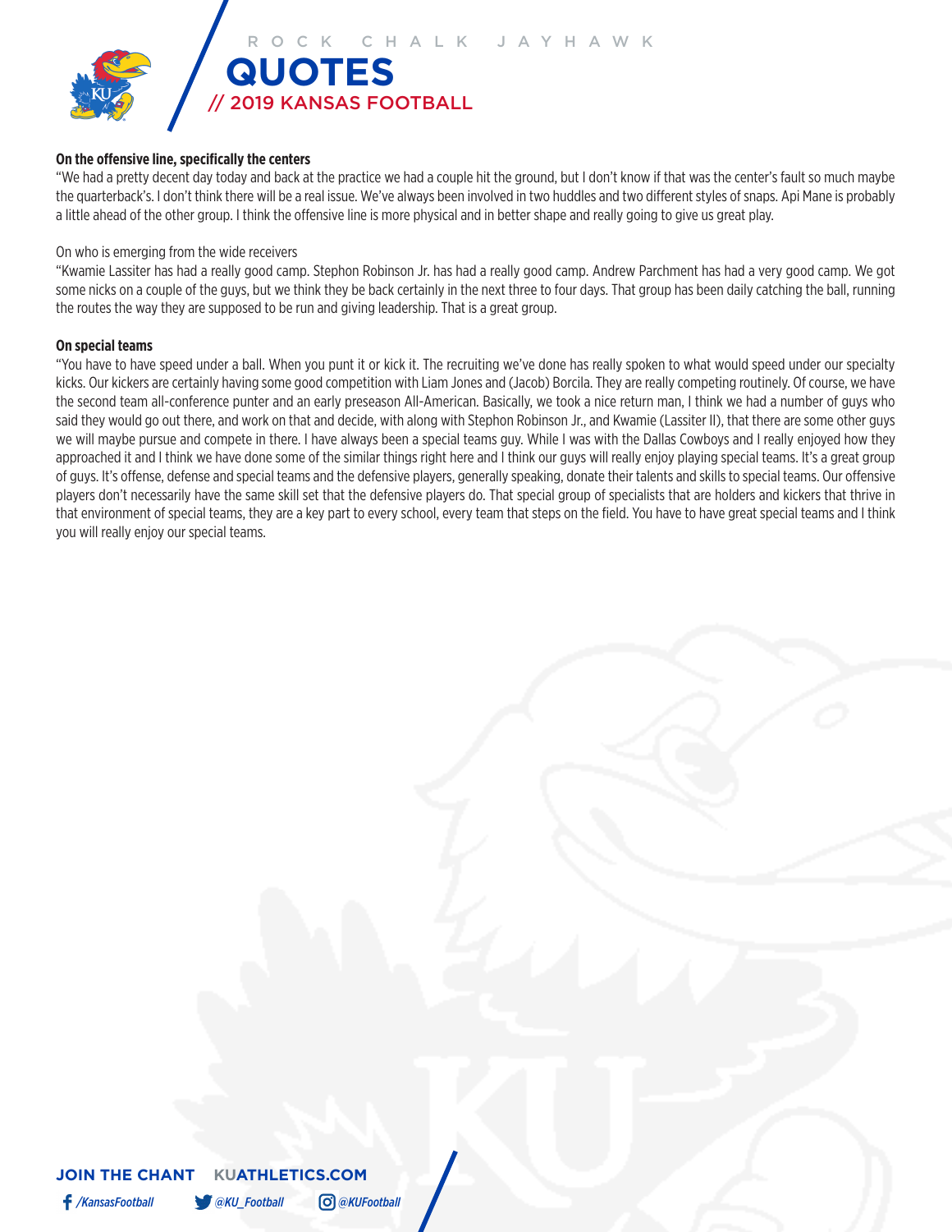**On the offensive line, specifically the centers**

"We had a pretty decent day today and back at the practice we had a couple hit the ground, but I don't know if that was the center's fault so much maybe the quarterback's. I don't think there will be a real issue. We've always been involved in two huddles and two different styles of snaps. Api Mane is probably a little ahead of the other group. I think the offensive line is more physical and in better shape and really going to give us great play.

On who is emerging from the wide receivers

"Kwamie Lassiter has had a really good camp. Stephon Robinson Jr. has had a really good camp. Andrew Parchment has had a very good camp. We got some nicks on a couple of the guys, but we think they be back certainly in the next three to four days. That group has been daily catching the ball, running the routes the way they are supposed to be run and giving leadership. That is a great group.

**On special teams**

"You have to have speed under a ball. When you punt it or kick it. The recruiting we've done has really spoken to what would speed under our specialty kicks. Our kickers are certainly having some good competition with Liam Jones and (Jacob) Borcila. They are really competing routinely. Of course, we have the second team all-conference punter and an early preseason All-American. Basically, we took a nice return man, I think we had a number of guys who said they would go out there, and work on that and decide, with along with Stephon Robinson Jr., and Kwamie (Lassiter II), that there are some other guys we will maybe pursue and compete in there. I have always been a special teams guy. While I was with the Dallas Cowboys and I really enjoyed how they approached it and I think we have done some of the similar things right here and I think our guys will really enjoy playing special teams. It's a great group of guys. It's offense, defense and special teams and the defensive players, generally speaking, donate their talents and skills to special teams. Our offensive players don't necessarily have the same skill set that the defensive players do. That special group of specialists that are holders and kickers that thrive in that environment of special teams, they are a key part to every school, every team that steps on the field. You have to have great special teams and I think you will really enjoy our special teams.